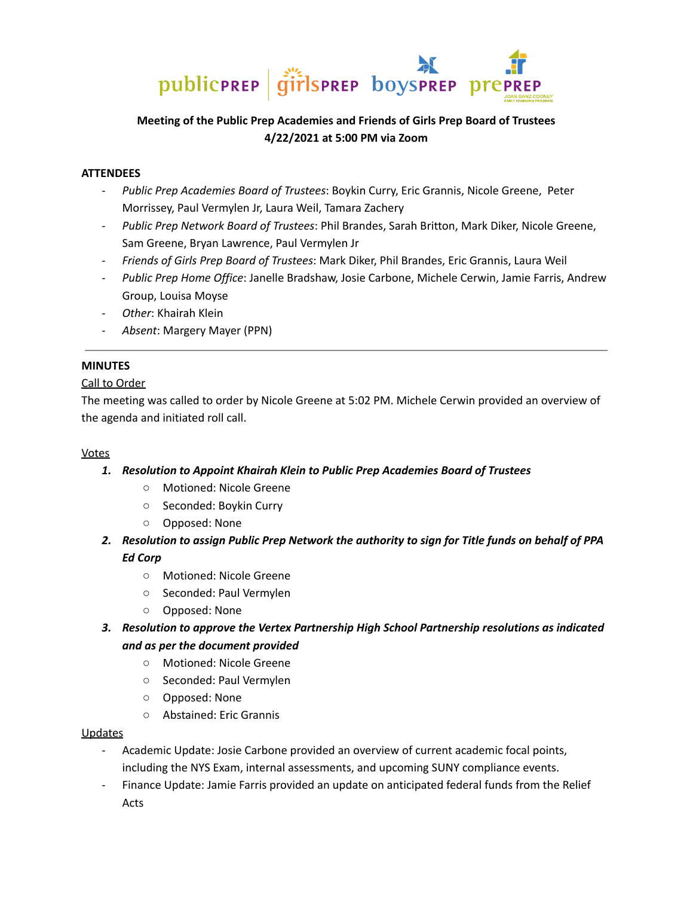publicPREP | girlsPREP boysPREP prePREP JOAN GANZ COONEY EARLY LEARNING PROGRAM

**Meeting of the Public Prep Academies and Friends of Girls Prep Board of Trustees**
**4/22/2021 at 5:00 PM via Zoom**

**ATTENDEES**

- *Public Prep Academies Board of Trustees*: Boykin Curry, Eric Grannis, Nicole Greene, Peter Morrissey, Paul Vermylen Jr, Laura Weil, Tamara Zachery
- *Public Prep Network Board of Trustees*: Phil Brandes, Sarah Britton, Mark Diker, Nicole Greene, Sam Greene, Bryan Lawrence, Paul Vermylen Jr
- *Friends of Girls Prep Board of Trustees*: Mark Diker, Phil Brandes, Eric Grannis, Laura Weil
- *Public Prep Home Office*: Janelle Bradshaw, Josie Carbone, Michele Cerwin, Jamie Farris, Andrew Group, Louisa Moyse
- *Other*: Khairah Klein
- *Absent*: Margery Mayer (PPN)

---

**MINUTES**

Call to Order

The meeting was called to order by Nicole Greene at 5:02 PM. Michele Cerwin provided an overview of the agenda and initiated roll call.

Votes

1. ***Resolution to Appoint Khairah Klein to Public Prep Academies Board of Trustees***
   - Motioned: Nicole Greene
   - Seconded: Boykin Curry
   - Opposed: None
2. ***Resolution to assign Public Prep Network the authority to sign for Title funds on behalf of PPA Ed Corp***
   - Motioned: Nicole Greene
   - Seconded: Paul Vermylen
   - Opposed: None
3. ***Resolution to approve the Vertex Partnership High School Partnership resolutions as indicated and as per the document provided***
   - Motioned: Nicole Greene
   - Seconded: Paul Vermylen
   - Opposed: None
   - Abstained: Eric Grannis

Updates

- Academic Update: Josie Carbone provided an overview of current academic focal points, including the NYS Exam, internal assessments, and upcoming SUNY compliance events.
- Finance Update: Jamie Farris provided an update on anticipated federal funds from the Relief Acts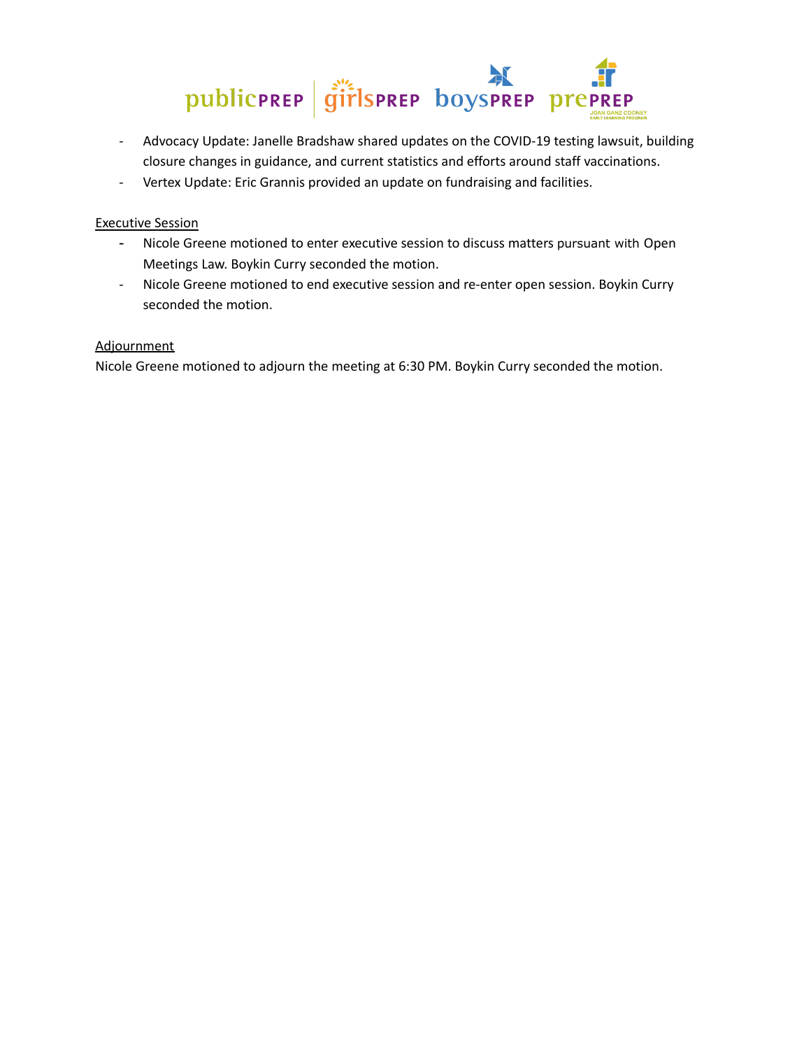- Advocacy Update: Janelle Bradshaw shared updates on the COVID-19 testing lawsuit, building closure changes in guidance, and current statistics and efforts around staff vaccinations.
- Vertex Update: Eric Grannis provided an update on fundraising and facilities.

Executive Session

- Nicole Greene motioned to enter executive session to discuss matters pursuant with Open Meetings Law. Boykin Curry seconded the motion.
- Nicole Greene motioned to end executive session and re-enter open session. Boykin Curry seconded the motion.

Adjournment

Nicole Greene motioned to adjourn the meeting at 6:30 PM. Boykin Curry seconded the motion.